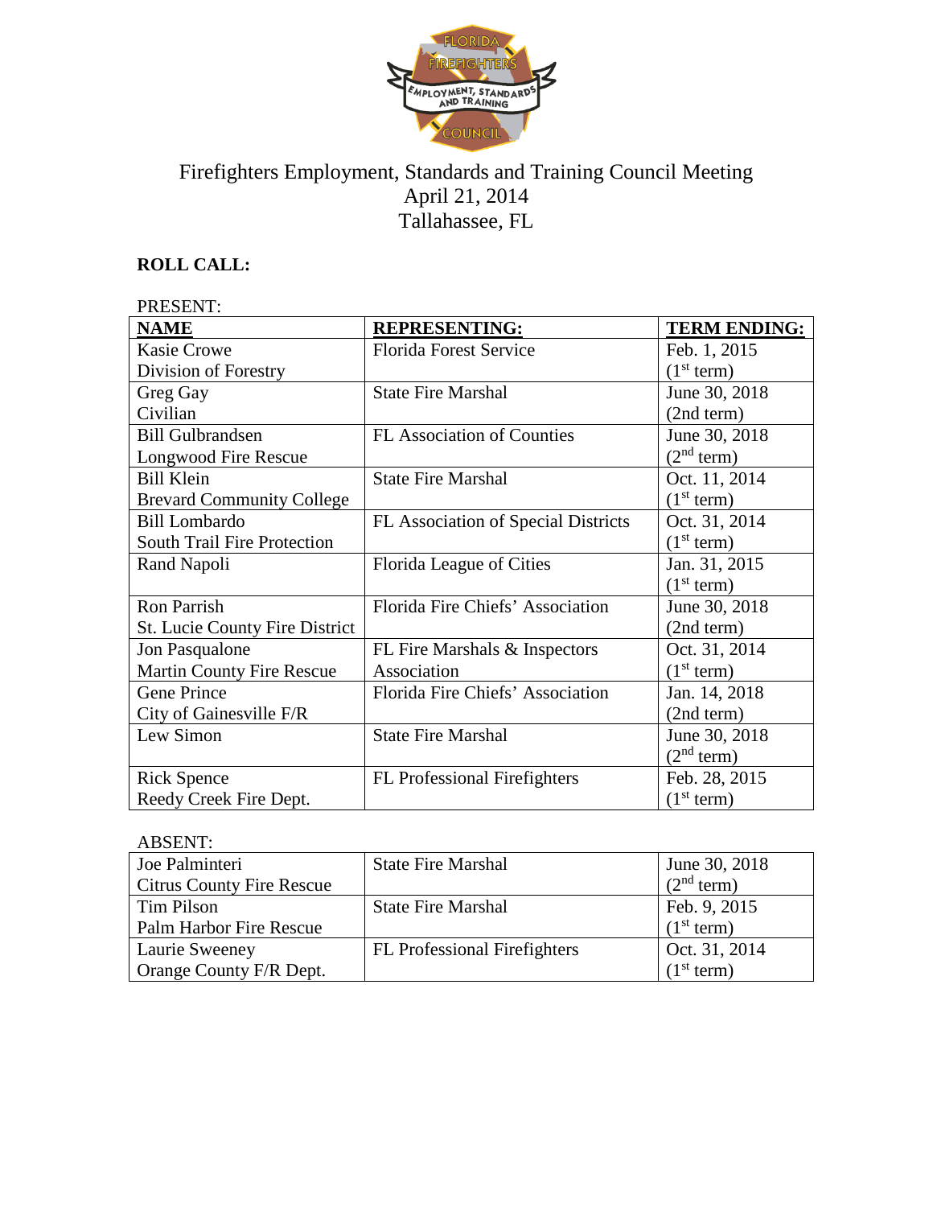# Firefighters Employment, Standards and Training Council Meeting
## April 21, 2014
## Tallahassee, FL

**ROLL CALL:**

PRESENT:

| **NAME** | **REPRESENTING:** | **TERM ENDING:** |
|---|---|---|
| Kasie Crowe<br>Division of Forestry | Florida Forest Service | Feb. 1, 2015<br>(1st term) |
| Greg Gay<br>Civilian | State Fire Marshal | June 30, 2018<br>(2nd term) |
| Bill Gulbrandsen<br>Longwood Fire Rescue | FL Association of Counties | June 30, 2018<br>(2nd term) |
| Bill Klein<br>Brevard Community College | State Fire Marshal | Oct. 11, 2014<br>(1st term) |
| Bill Lombardo<br>South Trail Fire Protection | FL Association of Special Districts | Oct. 31, 2014<br>(1st term) |
| Rand Napoli | Florida League of Cities | Jan. 31, 2015<br>(1st term) |
| Ron Parrish<br>St. Lucie County Fire District | Florida Fire Chiefs' Association | June 30, 2018<br>(2nd term) |
| Jon Pasqualone<br>Martin County Fire Rescue | FL Fire Marshals & Inspectors Association | Oct. 31, 2014<br>(1st term) |
| Gene Prince<br>City of Gainesville F/R | Florida Fire Chiefs' Association | Jan. 14, 2018<br>(2nd term) |
| Lew Simon | State Fire Marshal | June 30, 2018<br>(2nd term) |
| Rick Spence<br>Reedy Creek Fire Dept. | FL Professional Firefighters | Feb. 28, 2015<br>(1st term) |

ABSENT:

| | | |
|---|---|---|
| Joe Palminteri<br>Citrus County Fire Rescue | State Fire Marshal | June 30, 2018<br>(2nd term) |
| Tim Pilson<br>Palm Harbor Fire Rescue | State Fire Marshal | Feb. 9, 2015<br>(1st term) |
| Laurie Sweeney<br>Orange County F/R Dept. | FL Professional Firefighters | Oct. 31, 2014<br>(1st term) |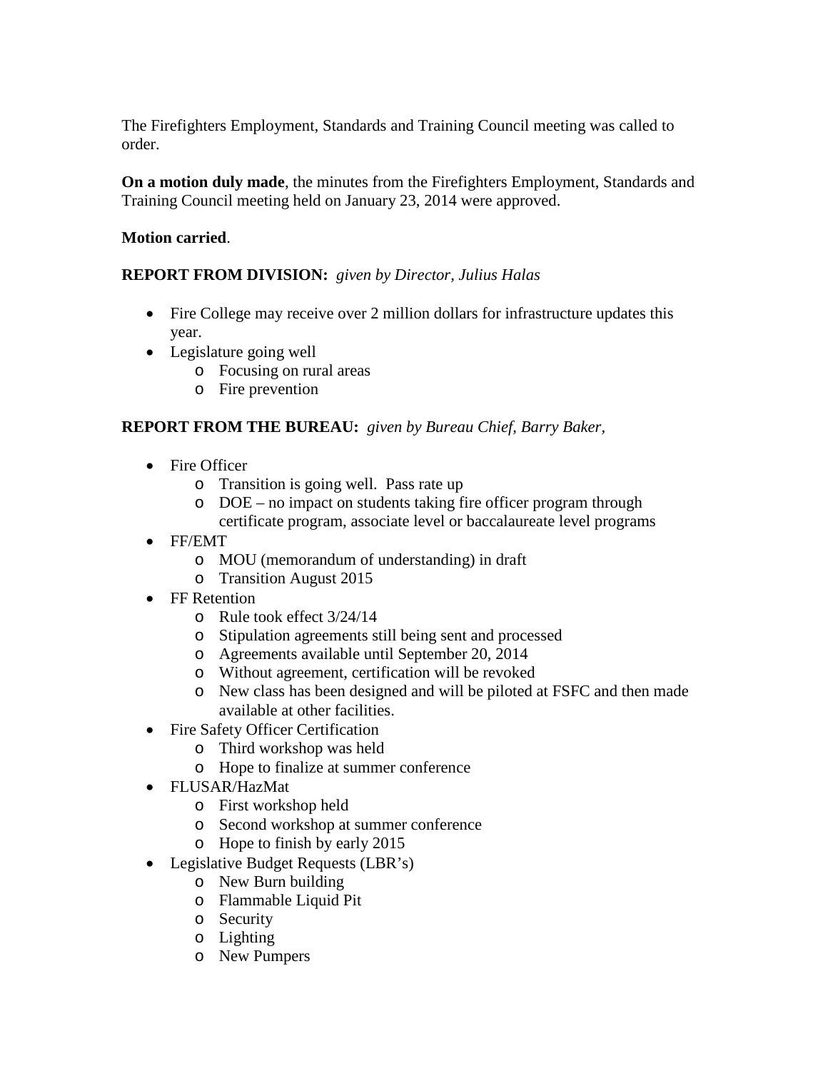The Firefighters Employment, Standards and Training Council meeting was called to order.

**On a motion duly made**, the minutes from the Firefighters Employment, Standards and Training Council meeting held on January 23, 2014 were approved.

**Motion carried**.

**REPORT FROM DIVISION:** *given by Director, Julius Halas*

- Fire College may receive over 2 million dollars for infrastructure updates this year.
- Legislature going well
  - Focusing on rural areas
  - Fire prevention

**REPORT FROM THE BUREAU:** *given by Bureau Chief, Barry Baker,*

- Fire Officer
  - Transition is going well. Pass rate up
  - DOE – no impact on students taking fire officer program through certificate program, associate level or baccalaureate level programs
- FF/EMT
  - MOU (memorandum of understanding) in draft
  - Transition August 2015
- FF Retention
  - Rule took effect 3/24/14
  - Stipulation agreements still being sent and processed
  - Agreements available until September 20, 2014
  - Without agreement, certification will be revoked
  - New class has been designed and will be piloted at FSFC and then made available at other facilities.
- Fire Safety Officer Certification
  - Third workshop was held
  - Hope to finalize at summer conference
- FLUSAR/HazMat
  - First workshop held
  - Second workshop at summer conference
  - Hope to finish by early 2015
- Legislative Budget Requests (LBR's)
  - New Burn building
  - Flammable Liquid Pit
  - Security
  - Lighting
  - New Pumpers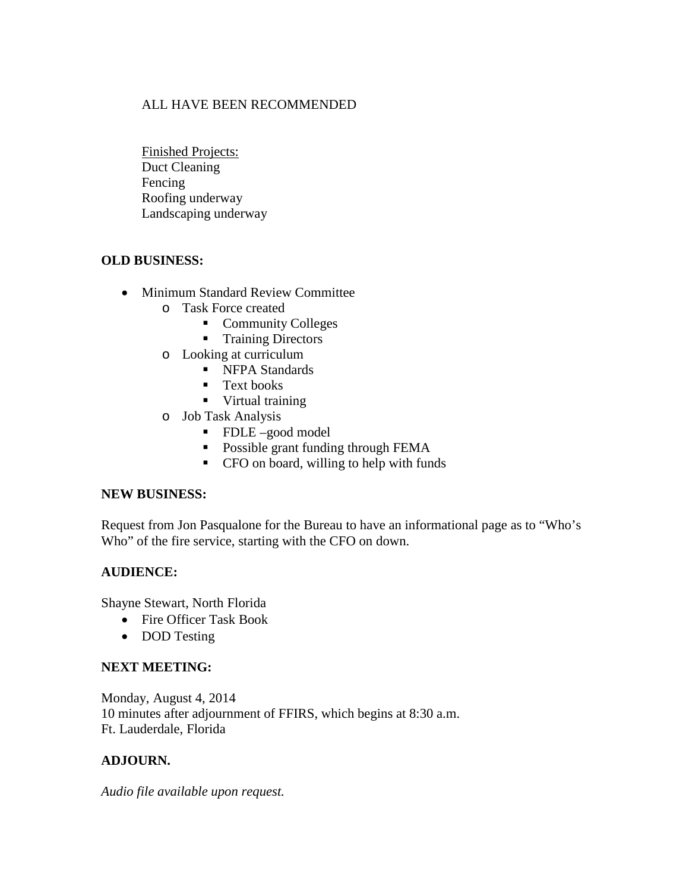ALL HAVE BEEN RECOMMENDED

<u>Finished Projects:</u>
Duct Cleaning
Fencing
Roofing underway
Landscaping underway

**OLD BUSINESS:**

- Minimum Standard Review Committee
  - Task Force created
    - Community Colleges
    - Training Directors
  - Looking at curriculum
    - NFPA Standards
    - Text books
    - Virtual training
  - Job Task Analysis
    - FDLE –good model
    - Possible grant funding through FEMA
    - CFO on board, willing to help with funds

**NEW BUSINESS:**

Request from Jon Pasqualone for the Bureau to have an informational page as to "Who's Who" of the fire service, starting with the CFO on down.

**AUDIENCE:**

Shayne Stewart, North Florida

- Fire Officer Task Book
- DOD Testing

**NEXT MEETING:**

Monday, August 4, 2014
10 minutes after adjournment of FFIRS, which begins at 8:30 a.m.
Ft. Lauderdale, Florida

**ADJOURN.**

*Audio file available upon request.*